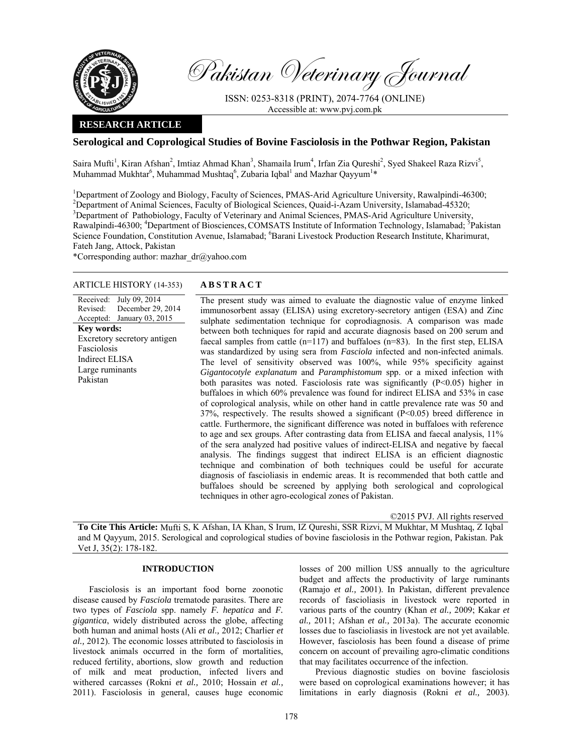Pakistan Veterinary Journal

ISSN: 0253-8318 (PRINT), 2074-7764 (ONLINE)
Accessible at: www.pvj.com.pk

**RESEARCH ARTICLE**

# Serological and Coprological Studies of Bovine Fasciolosis in the Pothwar Region, Pakistan

Saira Mufti[1], Kiran Afshan[2], Imtiaz Ahmad Khan[3], Shamaila Irum[4], Irfan Zia Qureshi[2], Syed Shakeel Raza Rizvi[5], Muhammad Mukhtar[6], Muhammad Mushtaq[6], Zubaria Iqbal[1] and Mazhar Qayyum[1]*

[1]Department of Zoology and Biology, Faculty of Sciences, PMAS-Arid Agriculture University, Rawalpindi-46300; [2]Department of Animal Sciences, Faculty of Biological Sciences, Quaid-i-Azam University, Islamabad-45320; [3]Department of Pathobiology, Faculty of Veterinary and Animal Sciences, PMAS-Arid Agriculture University, Rawalpindi-46300; [4]Department of Biosciences, COMSATS Institute of Information Technology, Islamabad; [5]Pakistan Science Foundation, Constitution Avenue, Islamabad; [6]Barani Livestock Production Research Institute, Kharimurat, Fateh Jang, Attock, Pakistan

*Corresponding author: mazhar_dr@yahoo.com

**ARTICLE HISTORY** (14-353)

Received: July 09, 2014
Revised: December 29, 2014
Accepted: January 03, 2015

**Key words:**
Excretory secretory antigen
Fasciolosis
Indirect ELISA
Large ruminants
Pakistan

## ABSTRACT

The present study was aimed to evaluate the diagnostic value of enzyme linked immunosorbent assay (ELISA) using excretory-secretory antigen (ESA) and Zinc sulphate sedimentation technique for coprodiagnosis. A comparison was made between both techniques for rapid and accurate diagnosis based on 200 serum and faecal samples from cattle (n=117) and buffaloes (n=83). In the first step, ELISA was standardized by using sera from *Fasciola* infected and non-infected animals. The level of sensitivity observed was 100%, while 95% specificity against *Gigantocotyle explanatum* and *Paramphistomum* spp. or a mixed infection with both parasites was noted. Fasciolosis rate was significantly ($P<0.05$) higher in buffaloes in which 60% prevalence was found for indirect ELISA and 53% in case of coprological analysis, while on other hand in cattle prevalence rate was 50 and 37%, respectively. The results showed a significant ($P<0.05$) breed difference in cattle. Furthermore, the significant difference was noted in buffaloes with reference to age and sex groups. After contrasting data from ELISA and faecal analysis, 11% of the sera analyzed had positive values of indirect-ELISA and negative by faecal analysis. The findings suggest that indirect ELISA is an efficient diagnostic technique and combination of both techniques could be useful for accurate diagnosis of fascioliasis in endemic areas. It is recommended that both cattle and buffaloes should be screened by applying both serological and coprological techniques in other agro-ecological zones of Pakistan.

©2015 PVJ. All rights reserved

**To Cite This Article:** Mufti S, K Afshan, IA Khan, S Irum, IZ Qureshi, SSR Rizvi, M Mukhtar, M Mushtaq, Z Iqbal and M Qayyum, 2015. Serological and coprological studies of bovine fasciolosis in the Pothwar region, Pakistan. Pak Vet J, 35(2): 178-182.

## INTRODUCTION

Fasciolosis is an important food borne zoonotic disease caused by *Fasciola* trematode parasites. There are two types of *Fasciola* spp. namely *F. hepatica* and *F. gigantica*, widely distributed across the globe, affecting both human and animal hosts (Ali *et al.,* 2012; Charlier *et al.,* 2012). The economic losses attributed to fasciolosis in livestock animals occurred in the form of mortalities, reduced fertility, abortions, slow growth and reduction of milk and meat production, infected livers and withered carcasses (Rokni *et al.,* 2010; Hossain *et al.,* 2011). Fasciolosis in general, causes huge economic losses of 200 million US$ annually to the agriculture budget and affects the productivity of large ruminants (Ramajo *et al.,* 2001). In Pakistan, different prevalence records of fascioliasis in livestock were reported in various parts of the country (Khan *et al.,* 2009; Kakar *et al.,* 2011; Afshan *et al.,* 2013a). The economic losses due to fascioliasis in livestock are not yet available. However, fasciolosis has been found a disease of prime concern on account of prevailing agro-climatic conditions that may facilitates occurrence of the infection.

Previous diagnostic studies on bovine fasciolosis were based on coprological examinations however; it has limitations in early diagnosis (Rokni *et al.,* 2003).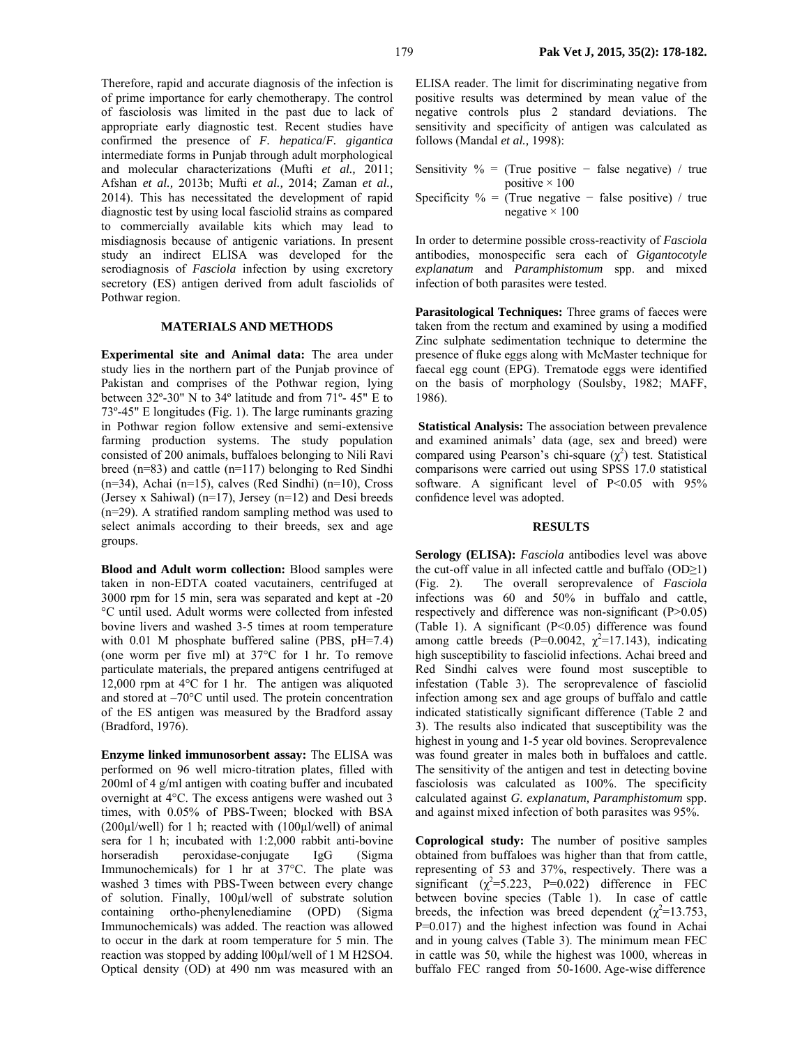Therefore, rapid and accurate diagnosis of the infection is of prime importance for early chemotherapy. The control of fasciolosis was limited in the past due to lack of appropriate early diagnostic test. Recent studies have confirmed the presence of *F. hepatica*/*F. gigantica* intermediate forms in Punjab through adult morphological and molecular characterizations (Mufti *et al.,* 2011; Afshan *et al.,* 2013b; Mufti *et al.,* 2014; Zaman *et al.,* 2014). This has necessitated the development of rapid diagnostic test by using local fasciolid strains as compared to commercially available kits which may lead to misdiagnosis because of antigenic variations. In present study an indirect ELISA was developed for the serodiagnosis of *Fasciola* infection by using excretory secretory (ES) antigen derived from adult fasciolids of Pothwar region.

## MATERIALS AND METHODS

**Experimental site and Animal data:** The area under study lies in the northern part of the Punjab province of Pakistan and comprises of the Pothwar region, lying between 32º-30" N to 34º latitude and from 71º- 45" E to 73º-45" E longitudes (Fig. 1). The large ruminants grazing in Pothwar region follow extensive and semi-extensive farming production systems. The study population consisted of 200 animals, buffaloes belonging to Nili Ravi breed (n=83) and cattle (n=117) belonging to Red Sindhi (n=34), Achai (n=15), calves (Red Sindhi) (n=10), Cross (Jersey x Sahiwal) (n=17), Jersey (n=12) and Desi breeds (n=29). A stratified random sampling method was used to select animals according to their breeds, sex and age groups.

**Blood and Adult worm collection:** Blood samples were taken in non-EDTA coated vacutainers, centrifuged at 3000 rpm for 15 min, sera was separated and kept at -20 °C until used. Adult worms were collected from infested bovine livers and washed 3-5 times at room temperature with 0.01 M phosphate buffered saline (PBS, pH=7.4) (one worm per five ml) at 37°C for 1 hr. To remove particulate materials, the prepared antigens centrifuged at 12,000 rpm at 4°C for 1 hr. The antigen was aliquoted and stored at –70°C until used. The protein concentration of the ES antigen was measured by the Bradford assay (Bradford, 1976).

**Enzyme linked immunosorbent assay:** The ELISA was performed on 96 well micro-titration plates, filled with 200ml of 4 g/ml antigen with coating buffer and incubated overnight at 4°C. The excess antigens were washed out 3 times, with 0.05% of PBS-Tween; blocked with BSA (200µl/well) for 1 h; reacted with (100µl/well) of animal sera for 1 h; incubated with 1:2,000 rabbit anti-bovine horseradish peroxidase-conjugate IgG (Sigma Immunochemicals) for 1 hr at 37°C. The plate was washed 3 times with PBS-Tween between every change of solution. Finally, 100µl/well of substrate solution containing ortho-phenylenediamine (OPD) (Sigma Immunochemicals) was added. The reaction was allowed to occur in the dark at room temperature for 5 min. The reaction was stopped by adding l00µl/well of 1 M $H_2SO_4$. Optical density (OD) at 490 nm was measured with an ELISA reader. The limit for discriminating negative from positive results was determined by mean value of the negative controls plus 2 standard deviations. The sensitivity and specificity of antigen was calculated as follows (Mandal *et al.,* 1998):

Sensitivity % = (True positive − false negative) / true positive × 100

Specificity % = (True negative − false positive) / true negative × 100

In order to determine possible cross-reactivity of *Fasciola* antibodies, monospecific sera each of *Gigantocotyle explanatum* and *Paramphistomum* spp. and mixed infection of both parasites were tested.

**Parasitological Techniques:** Three grams of faeces were taken from the rectum and examined by using a modified Zinc sulphate sedimentation technique to determine the presence of fluke eggs along with McMaster technique for faecal egg count (EPG). Trematode eggs were identified on the basis of morphology (Soulsby, 1982; MAFF, 1986).

**Statistical Analysis:** The association between prevalence and examined animals' data (age, sex and breed) were compared using Pearson's chi-square ($\chi^2$) test. Statistical comparisons were carried out using SPSS 17.0 statistical software. A significant level of $P<0.05$ with 95% confidence level was adopted.

## RESULTS

**Serology (ELISA):** *Fasciola* antibodies level was above the cut-off value in all infected cattle and buffalo (OD≥1) (Fig. 2). The overall seroprevalence of *Fasciola* infections was 60 and 50% in buffalo and cattle, respectively and difference was non-significant ($P>0.05$) (Table 1). A significant ($P<0.05$) difference was found among cattle breeds ($P=0.0042$, $\chi^2=17.143$), indicating high susceptibility to fasciolid infections. Achai breed and Red Sindhi calves were found most susceptible to infestation (Table 3). The seroprevalence of fasciolid infection among sex and age groups of buffalo and cattle indicated statistically significant difference (Table 2 and 3). The results also indicated that susceptibility was the highest in young and 1-5 year old bovines. Seroprevalence was found greater in males both in buffaloes and cattle. The sensitivity of the antigen and test in detecting bovine fasciolosis was calculated as 100%. The specificity calculated against *G. explanatum, Paramphistomum* spp. and against mixed infection of both parasites was 95%.

**Coprological study:** The number of positive samples obtained from buffaloes was higher than that from cattle, representing of 53 and 37%, respectively. There was a significant ($\chi^2=5.223$, $P=0.022$) difference in FEC between bovine species (Table 1). In case of cattle breeds, the infection was breed dependent ($\chi^2=13.753$, $P=0.017$) and the highest infection was found in Achai and in young calves (Table 3). The minimum mean FEC in cattle was 50, while the highest was 1000, whereas in buffalo FEC ranged from 50-1600. Age-wise difference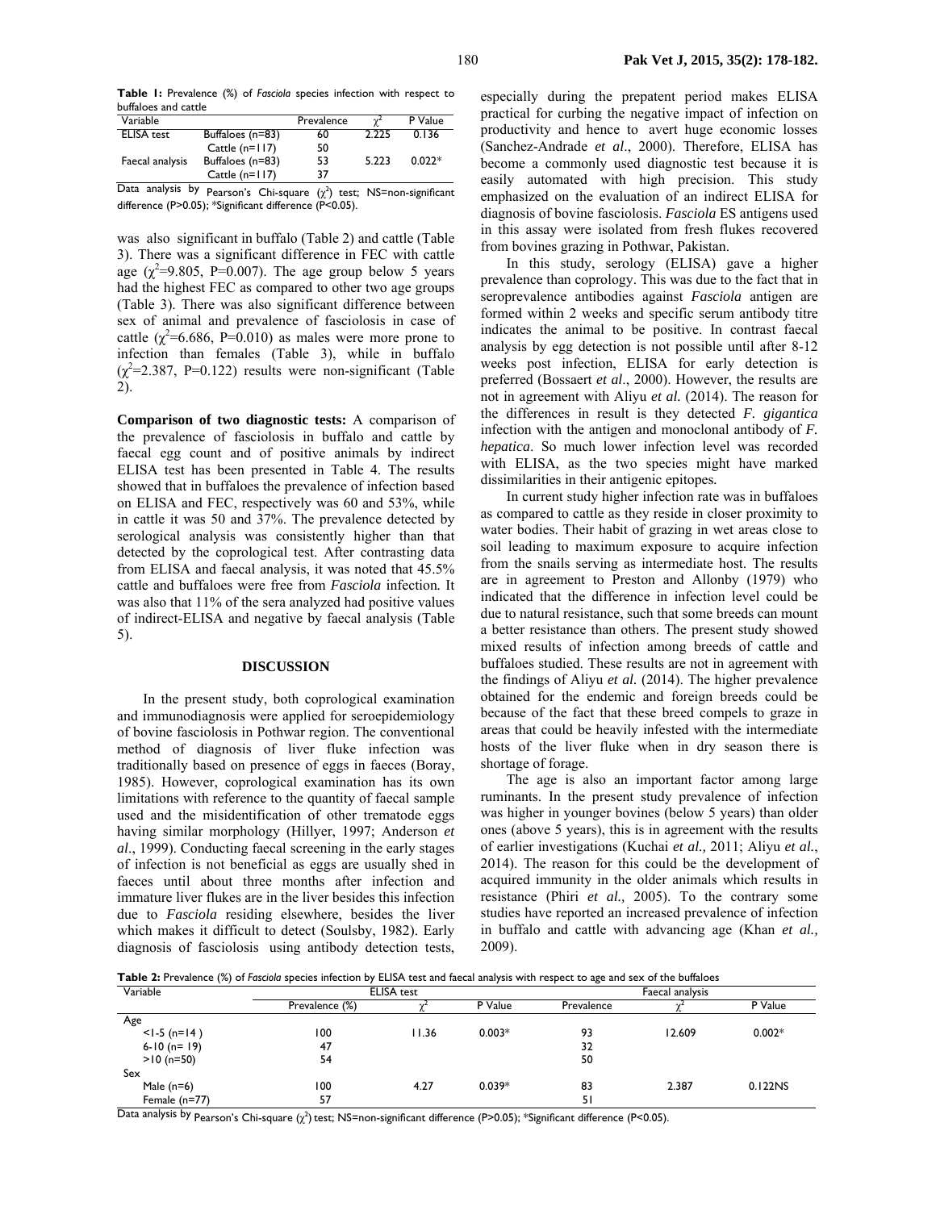**Table 1:** Prevalence (%) of *Fasciola* species infection with respect to buffaloes and cattle

| Variable | | Prevalence | $\chi^2$ | P Value |
|---|---|---|---|---|
| ELISA test | Buffaloes (n=83) | 60 | 2.225 | 0.136 |
| | Cattle (n=117) | 50 | | |
| Faecal analysis | Buffaloes (n=83) | 53 | 5.223 | 0.022* |
| | Cattle (n=117) | 37 | | |

Data analysis by Pearson's Chi-square ($\chi^2$) test; NS=non-significant difference (P>0.05); *Significant difference (P<0.05).

was also significant in buffalo (Table 2) and cattle (Table 3). There was a significant difference in FEC with cattle age ($\chi^2$=9.805, P=0.007). The age group below 5 years had the highest FEC as compared to other two age groups (Table 3). There was also significant difference between sex of animal and prevalence of fasciolosis in case of cattle ($\chi^2$=6.686, P=0.010) as males were more prone to infection than females (Table 3), while in buffalo ($\chi^2$=2.387, P=0.122) results were non-significant (Table 2).

**Comparison of two diagnostic tests:** A comparison of the prevalence of fasciolosis in buffalo and cattle by faecal egg count and of positive animals by indirect ELISA test has been presented in Table 4. The results showed that in buffaloes the prevalence of infection based on ELISA and FEC, respectively was 60 and 53%, while in cattle it was 50 and 37%. The prevalence detected by serological analysis was consistently higher than that detected by the coprological test. After contrasting data from ELISA and faecal analysis, it was noted that 45.5% cattle and buffaloes were free from *Fasciola* infection*.* It was also that 11% of the sera analyzed had positive values of indirect-ELISA and negative by faecal analysis (Table 5).

## DISCUSSION

In the present study, both coprological examination and immunodiagnosis were applied for seroepidemiology of bovine fasciolosis in Pothwar region. The conventional method of diagnosis of liver fluke infection was traditionally based on presence of eggs in faeces (Boray, 1985). However, coprological examination has its own limitations with reference to the quantity of faecal sample used and the misidentification of other trematode eggs having similar morphology (Hillyer, 1997; Anderson *et al*., 1999). Conducting faecal screening in the early stages of infection is not beneficial as eggs are usually shed in faeces until about three months after infection and immature liver flukes are in the liver besides this infection due to *Fasciola* residing elsewhere, besides the liver which makes it difficult to detect (Soulsby, 1982). Early diagnosis of fasciolosis using antibody detection tests, especially during the prepatent period makes ELISA practical for curbing the negative impact of infection on productivity and hence to avert huge economic losses (Sanchez-Andrade *et al*., 2000). Therefore, ELISA has become a commonly used diagnostic test because it is easily automated with high precision. This study emphasized on the evaluation of an indirect ELISA for diagnosis of bovine fasciolosis. *Fasciola* ES antigens used in this assay were isolated from fresh flukes recovered from bovines grazing in Pothwar, Pakistan.

In this study, serology (ELISA) gave a higher prevalence than coprology. This was due to the fact that in seroprevalence antibodies against *Fasciola* antigen are formed within 2 weeks and specific serum antibody titre indicates the animal to be positive. In contrast faecal analysis by egg detection is not possible until after 8-12 weeks post infection, ELISA for early detection is preferred (Bossaert *et al*., 2000). However, the results are not in agreement with Aliyu *et al.* (2014). The reason for the differences in result is they detected *F. gigantica* infection with the antigen and monoclonal antibody of *F. hepatica*. So much lower infection level was recorded with ELISA, as the two species might have marked dissimilarities in their antigenic epitopes*.*

In current study higher infection rate was in buffaloes as compared to cattle as they reside in closer proximity to water bodies. Their habit of grazing in wet areas close to soil leading to maximum exposure to acquire infection from the snails serving as intermediate host. The results are in agreement to Preston and Allonby (1979) who indicated that the difference in infection level could be due to natural resistance, such that some breeds can mount a better resistance than others. The present study showed mixed results of infection among breeds of cattle and buffaloes studied. These results are not in agreement with the findings of Aliyu *et al.* (2014). The higher prevalence obtained for the endemic and foreign breeds could be because of the fact that these breed compels to graze in areas that could be heavily infested with the intermediate hosts of the liver fluke when in dry season there is shortage of forage.

The age is also an important factor among large ruminants. In the present study prevalence of infection was higher in younger bovines (below 5 years) than older ones (above 5 years), this is in agreement with the results of earlier investigations (Kuchai *et al.,* 2011; Aliyu *et al.*, 2014). The reason for this could be the development of acquired immunity in the older animals which results in resistance (Phiri *et al.,* 2005). To the contrary some studies have reported an increased prevalence of infection in buffalo and cattle with advancing age (Khan *et al.,* 2009).

**Table 2:** Prevalence (%) of *Fasciola* species infection by ELISA test and faecal analysis with respect to age and sex of the buffaloes

| Variable | ELISA test | | | Faecal analysis | | |
|---|---|---|---|---|---|---|
| | Prevalence (%) | $\chi^2$ | P Value | Prevalence | $\chi^2$ | P Value |
| Age | | | | | | |
| <1-5 (n=14 ) | 100 | 11.36 | 0.003* | 93 | 12.609 | 0.002* |
| 6-10 (n= 19) | 47 | | | 32 | | |
| >10 (n=50) | 54 | | | 50 | | |
| Sex | | | | | | |
| Male (n=6) | 100 | 4.27 | 0.039* | 83 | 2.387 | 0.122NS |
| Female (n=77) | 57 | | | 51 | | |

Data analysis by Pearson's Chi-square ($\chi^2$) test; NS=non-significant difference (P>0.05); *Significant difference (P<0.05).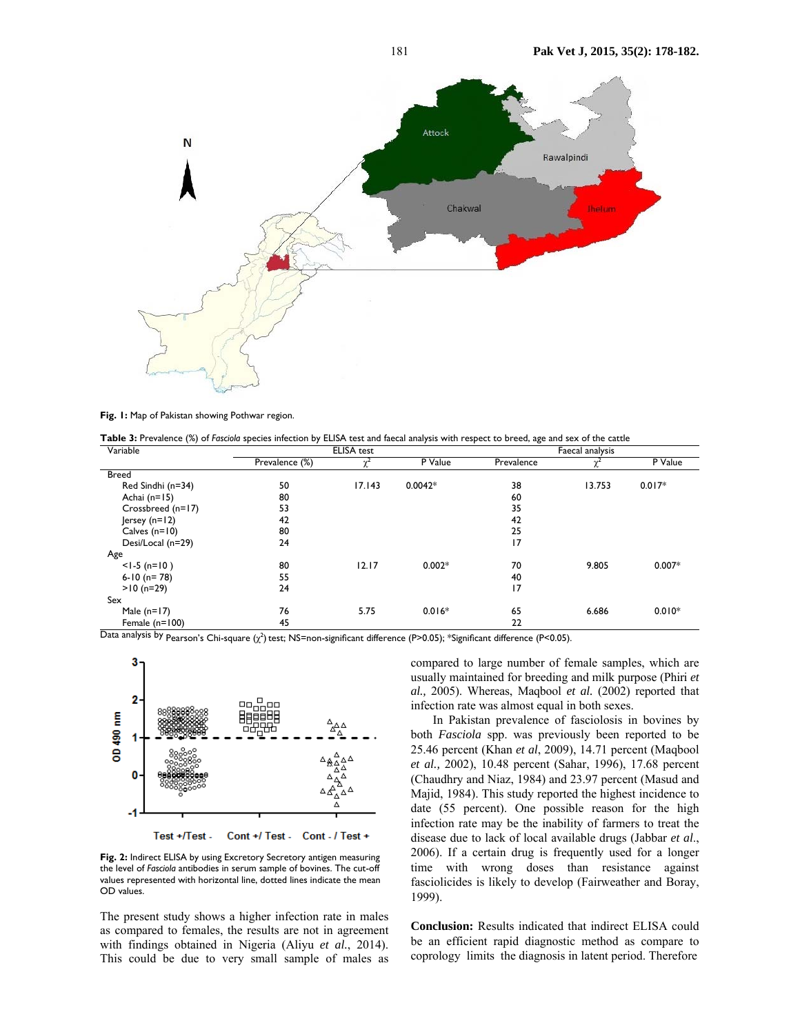Fig. 1: Map of Pakistan showing Pothwar region.

**Table 3:** Prevalence (%) of *Fasciola* species infection by ELISA test and faecal analysis with respect to breed, age and sex of the cattle

| Variable | ELISA test | | | Faecal analysis | | |
|---|---|---|---|---|---|---|
| | Prevalence (%) | $\chi^2$ | P Value | Prevalence | $\chi^2$ | P Value |
| Breed | | | | | | |
| Red Sindhi (n=34) | 50 | 17.143 | 0.0042* | 38 | 13.753 | 0.017* |
| Achai (n=15) | 80 | | | 60 | | |
| Crossbreed (n=17) | 53 | | | 35 | | |
| Jersey (n=12) | 42 | | | 42 | | |
| Calves (n=10) | 80 | | | 25 | | |
| Desi/Local (n=29) | 24 | | | 17 | | |
| Age | | | | | | |
| <1-5 (n=10 ) | 80 | 12.17 | 0.002* | 70 | 9.805 | 0.007* |
| 6-10 (n= 78) | 55 | | | 40 | | |
| >10 (n=29) | 24 | | | 17 | | |
| Sex | | | | | | |
| Male (n=17) | 76 | 5.75 | 0.016* | 65 | 6.686 | 0.010* |
| Female (n=100) | 45 | | | 22 | | |

Data analysis by Pearson's Chi-square ($\chi^2$) test; NS=non-significant difference (P>0.05); *Significant difference (P<0.05).

**Fig. 2:** Indirect ELISA by using Excretory Secretory antigen measuring the level of *Fasciola* antibodies in serum sample of bovines. The cut-off values represented with horizontal line, dotted lines indicate the mean OD values.

The present study shows a higher infection rate in males as compared to females, the results are not in agreement with findings obtained in Nigeria (Aliyu *et al.*, 2014). This could be due to very small sample of males as compared to large number of female samples, which are usually maintained for breeding and milk purpose (Phiri *et al.,* 2005). Whereas, Maqbool *et al.* (2002) reported that infection rate was almost equal in both sexes.

In Pakistan prevalence of fasciolosis in bovines by both *Fasciola* spp. was previously been reported to be 25.46 percent (Khan *et al*, 2009), 14.71 percent (Maqbool *et al.,* 2002), 10.48 percent (Sahar, 1996), 17.68 percent (Chaudhry and Niaz, 1984) and 23.97 percent (Masud and Majid, 1984). This study reported the highest incidence to date (55 percent). One possible reason for the high infection rate may be the inability of farmers to treat the disease due to lack of local available drugs (Jabbar *et al.*, 2006). If a certain drug is frequently used for a longer time with wrong doses than resistance against fasciolicides is likely to develop (Fairweather and Boray, 1999).

**Conclusion:** Results indicated that indirect ELISA could be an efficient rapid diagnostic method as compare to coprology limits the diagnosis in latent period. Therefore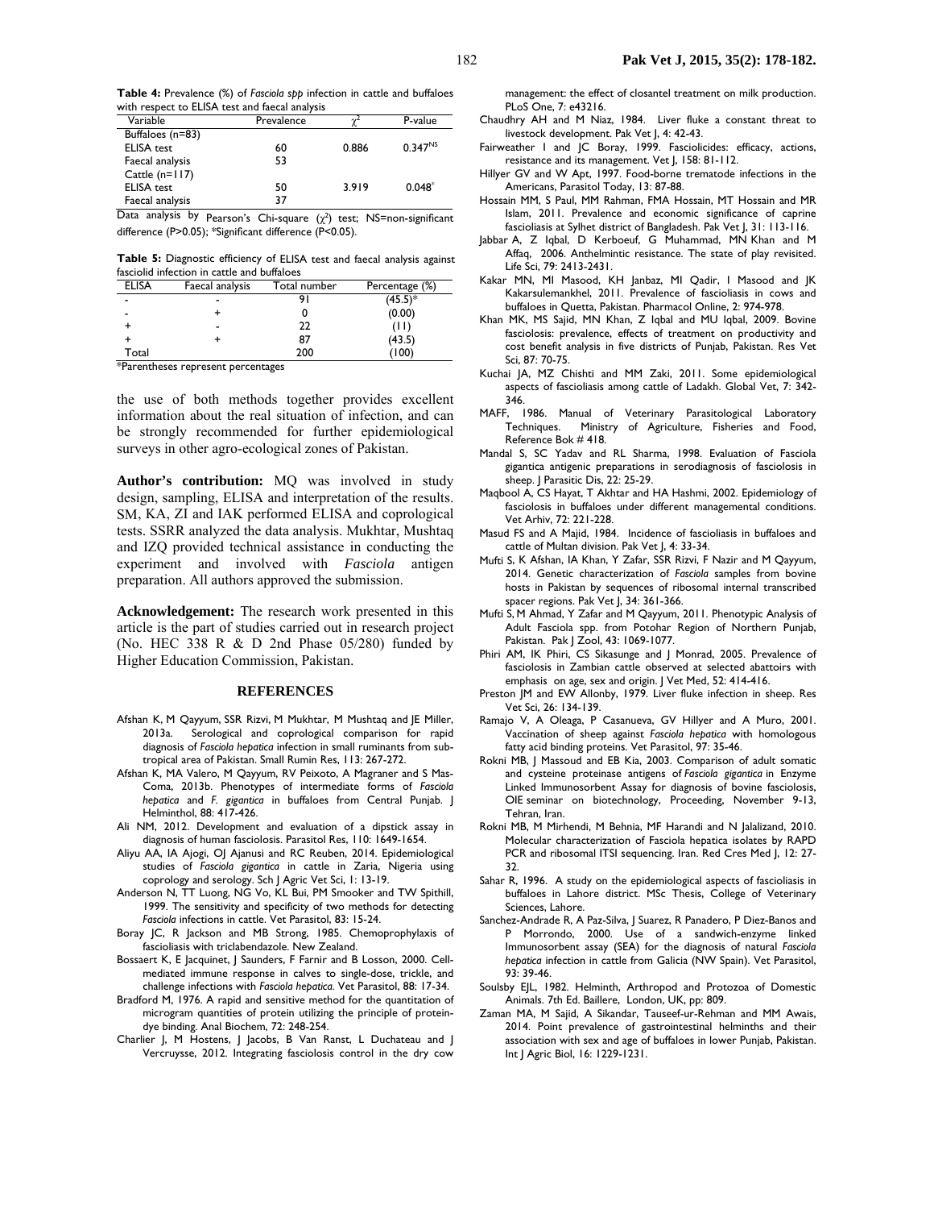**Table 4:** Prevalence (%) of *Fasciola spp* infection in cattle and buffaloes with respect to ELISA test and faecal analysis

| Variable | Prevalence | $\chi^2$ | P-value |
|---|---|---|---|
| Buffaloes (n=83) | | | |
| ELISA test | 60 | 0.886 | $0.347^{NS}$ |
| Faecal analysis | 53 | | |
| Cattle (n=117) | | | |
| ELISA test | 50 | 3.919 | $0.048^{*}$ |
| Faecal analysis | 37 | | |

Data analysis by Pearson's Chi-square ($\chi^2$) test; NS=non-significant difference (P>0.05); *Significant difference (P<0.05).

**Table 5:** Diagnostic efficiency of ELISA test and faecal analysis against fasciolid infection in cattle and buffaloes

| ELISA | Faecal analysis | Total number | Percentage (%) |
|---|---|---|---|
| - | - | 91 | (45.5)* |
| - | + | 0 | (0.00) |
| + | - | 22 | (11) |
| + | + | 87 | (43.5) |
| Total | | 200 | (100) |

*Parentheses represent percentages

the use of both methods together provides excellent information about the real situation of infection, and can be strongly recommended for further epidemiological surveys in other agro-ecological zones of Pakistan.

**Author's contribution:** MQ was involved in study design, sampling, ELISA and interpretation of the results. SM, KA, ZI and IAK performed ELISA and coprological tests. SSRR analyzed the data analysis. Mukhtar, Mushtaq and IZQ provided technical assistance in conducting the experiment and involved with *Fasciola* antigen preparation. All authors approved the submission.

**Acknowledgement:** The research work presented in this article is the part of studies carried out in research project (No. HEC 338 R & D 2nd Phase 05/280) funded by Higher Education Commission, Pakistan.

## REFERENCES

Afshan K, M Qayyum, SSR Rizvi, M Mukhtar, M Mushtaq and JE Miller, 2013a. Serological and coprological comparison for rapid diagnosis of *Fasciola hepatica* infection in small ruminants from sub-tropical area of Pakistan. Small Rumin Res, 113: 267-272.

Afshan K, MA Valero, M Qayyum, RV Peixoto, A Magraner and S Mas-Coma, 2013b. Phenotypes of intermediate forms of *Fasciola hepatica* and *F. gigantica* in buffaloes from Central Punjab. J Helminthol, 88: 417-426.

Ali NM, 2012. Development and evaluation of a dipstick assay in diagnosis of human fasciolosis. Parasitol Res, 110: 1649-1654.

Aliyu AA, IA Ajogi, OJ Ajanusi and RC Reuben, 2014. Epidemiological studies of *Fasciola gigantica* in cattle in Zaria, Nigeria using coprology and serology. Sch J Agric Vet Sci, 1: 13-19.

Anderson N, TT Luong, NG Vo, KL Bui, PM Smooker and TW Spithill, 1999. The sensitivity and specificity of two methods for detecting *Fasciola* infections in cattle. Vet Parasitol, 83: 15-24.

Boray JC, R Jackson and MB Strong, 1985. Chemoprophylaxis of fascioliasis with triclabendazole. New Zealand.

Bossaert K, E Jacquinet, J Saunders, F Farnir and B Losson, 2000. Cell-mediated immune response in calves to single-dose, trickle, and challenge infections with *Fasciola hepatica.* Vet Parasitol, 88: 17-34.

Bradford M, 1976. A rapid and sensitive method for the quantitation of microgram quantities of protein utilizing the principle of protein-dye binding. Anal Biochem, 72: 248-254.

Charlier J, M Hostens, J Jacobs, B Van Ranst, L Duchateau and J Vercruysse, 2012. Integrating fasciolosis control in the dry cow management: the effect of closantel treatment on milk production. PLoS One, 7: e43216.

Chaudhry AH and M Niaz, 1984. Liver fluke a constant threat to livestock development. Pak Vet J, 4: 42-43.

Fairweather I and JC Boray, 1999. Fasciolicides: efficacy, actions, resistance and its management. Vet J, 158: 81-112.

Hillyer GV and W Apt, 1997. Food-borne trematode infections in the Americans, Parasitol Today, 13: 87-88.

Hossain MM, S Paul, MM Rahman, FMA Hossain, MT Hossain and MR Islam, 2011. Prevalence and economic significance of caprine fascioliasis at Sylhet district of Bangladesh. Pak Vet J, 31: 113-116.

Jabbar A, Z Iqbal, D Kerboeuf, G Muhammad, MN Khan and M Affaq, 2006. Anthelmintic resistance. The state of play revisited. Life Sci, 79: 2413-2431.

Kakar MN, MI Masood, KH Janbaz, MI Qadir, I Masood and JK Kakarsulemankhel, 2011. Prevalence of fascioliasis in cows and buffaloes in Quetta, Pakistan. Pharmacol Online, 2: 974-978.

Khan MK, MS Sajid, MN Khan, Z Iqbal and MU Iqbal, 2009. Bovine fasciolosis: prevalence, effects of treatment on productivity and cost benefit analysis in five districts of Punjab, Pakistan. Res Vet Sci, 87: 70-75.

Kuchai JA, MZ Chishti and MM Zaki, 2011. Some epidemiological aspects of fascioliasis among cattle of Ladakh. Global Vet, 7: 342-346.

MAFF, 1986. Manual of Veterinary Parasitological Laboratory Techniques. Ministry of Agriculture, Fisheries and Food, Reference Bok # 418.

Mandal S, SC Yadav and RL Sharma, 1998. Evaluation of Fasciola gigantica antigenic preparations in serodiagnosis of fasciolosis in sheep. J Parasitic Dis, 22: 25-29.

Maqbool A, CS Hayat, T Akhtar and HA Hashmi, 2002. Epidemiology of fasciolosis in buffaloes under different managemental conditions. Vet Arhiv, 72: 221-228.

Masud FS and A Majid, 1984. Incidence of fascioliasis in buffaloes and cattle of Multan division. Pak Vet J, 4: 33-34.

Mufti S, K Afshan, IA Khan, Y Zafar, SSR Rizvi, F Nazir and M Qayyum, 2014. Genetic characterization of *Fasciola* samples from bovine hosts in Pakistan by sequences of ribosomal internal transcribed spacer regions. Pak Vet J, 34: 361-366.

Mufti S, M Ahmad, Y Zafar and M Qayyum, 2011. Phenotypic Analysis of Adult Fasciola spp. from Potohar Region of Northern Punjab, Pakistan. Pak J Zool, 43: 1069-1077.

Phiri AM, IK Phiri, CS Sikasunge and J Monrad, 2005. Prevalence of fasciolosis in Zambian cattle observed at selected abattoirs with emphasis on age, sex and origin. J Vet Med, 52: 414-416.

Preston JM and EW Allonby, 1979. Liver fluke infection in sheep. Res Vet Sci, 26: 134-139.

Ramajo V, A Oleaga, P Casanueva, GV Hillyer and A Muro, 2001. Vaccination of sheep against *Fasciola hepatica* with homologous fatty acid binding proteins. Vet Parasitol, 97: 35-46.

Rokni MB, J Massoud and EB Kia, 2003. Comparison of adult somatic and cysteine proteinase antigens of *Fasciola gigantica* in Enzyme Linked Immunosorbent Assay for diagnosis of bovine fasciolosis, OIE seminar on biotechnology, Proceeding, November 9-13, Tehran, Iran.

Rokni MB, M Mirhendi, M Behnia, MF Harandi and N Jalalizand, 2010. Molecular characterization of Fasciola hepatica isolates by RAPD PCR and ribosomal ITSI sequencing. Iran. Red Cres Med J, 12: 27-32.

Sahar R, 1996. A study on the epidemiological aspects of fascioliasis in buffaloes in Lahore district. MSc Thesis, College of Veterinary Sciences, Lahore.

Sanchez-Andrade R, A Paz-Silva, J Suarez, R Panadero, P Diez-Banos and P Morrondo, 2000. Use of a sandwich-enzyme linked Immunosorbent assay (SEA) for the diagnosis of natural *Fasciola hepatica* infection in cattle from Galicia (NW Spain). Vet Parasitol, 93: 39-46.

Soulsby EJL, 1982. Helminth, Arthropod and Protozoa of Domestic Animals. 7th Ed. Baillere, London, UK, pp: 809.

Zaman MA, M Sajid, A Sikandar, Tauseef-ur-Rehman and MM Awais, 2014. Point prevalence of gastrointestinal helminths and their association with sex and age of buffaloes in lower Punjab, Pakistan. Int J Agric Biol, 16: 1229-1231.